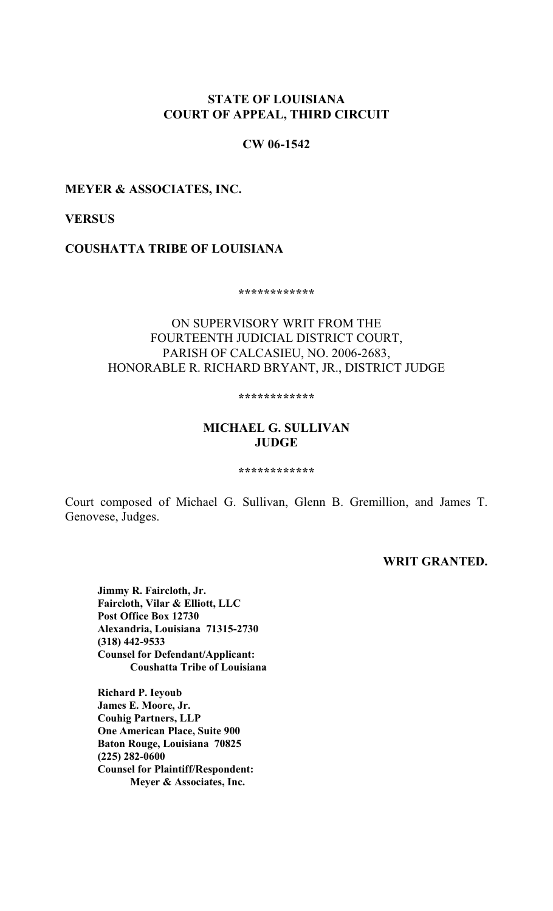**STATE OF LOUISIANA**
**COURT OF APPEAL, THIRD CIRCUIT**

**CW 06-1542**

**MEYER & ASSOCIATES, INC.**

**VERSUS**

**COUSHATTA TRIBE OF LOUISIANA**

************

ON SUPERVISORY WRIT FROM THE
FOURTEENTH JUDICIAL DISTRICT COURT,
PARISH OF CALCASIEU, NO. 2006-2683,
HONORABLE R. RICHARD BRYANT, JR., DISTRICT JUDGE

************

**MICHAEL G. SULLIVAN**
**JUDGE**

************

Court composed of Michael G. Sullivan, Glenn B. Gremillion, and James T. Genovese, Judges.

**WRIT GRANTED.**

**Jimmy R. Faircloth, Jr.**
**Faircloth, Vilar & Elliott, LLC**
**Post Office Box 12730**
**Alexandria, Louisiana 71315-2730**
**(318) 442-9533**
**Counsel for Defendant/Applicant:**
**Coushatta Tribe of Louisiana**

**Richard P. Ieyoub**
**James E. Moore, Jr.**
**Couhig Partners, LLP**
**One American Place, Suite 900**
**Baton Rouge, Louisiana 70825**
**(225) 282-0600**
**Counsel for Plaintiff/Respondent:**
**Meyer & Associates, Inc.**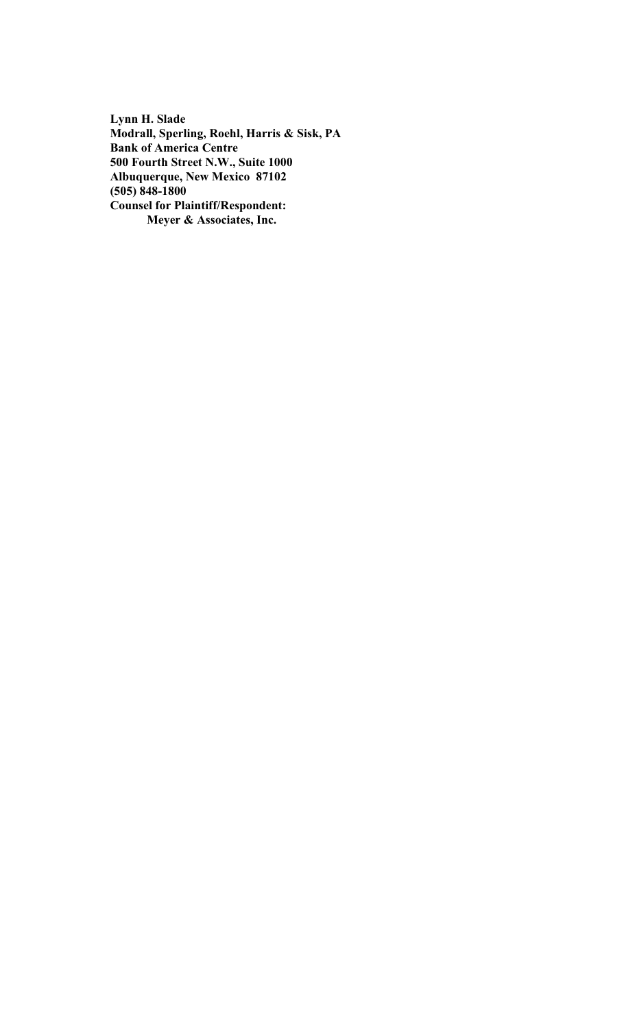**Lynn H. Slade**
**Modrall, Sperling, Roehl, Harris & Sisk, PA**
**Bank of America Centre**
**500 Fourth Street N.W., Suite 1000**
**Albuquerque, New Mexico 87102**
**(505) 848-1800**
**Counsel for Plaintiff/Respondent:**
**Meyer & Associates, Inc.**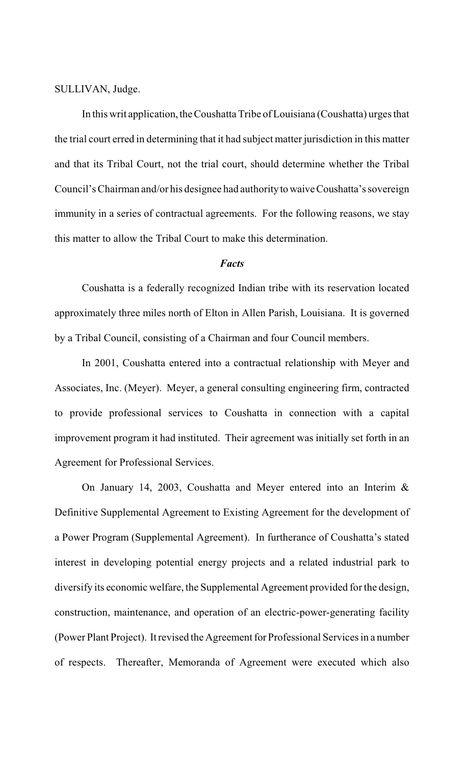SULLIVAN, Judge.

In this writ application, the Coushatta Tribe of Louisiana (Coushatta) urges that the trial court erred in determining that it had subject matter jurisdiction in this matter and that its Tribal Court, not the trial court, should determine whether the Tribal Council's Chairman and/or his designee had authority to waive Coushatta's sovereign immunity in a series of contractual agreements. For the following reasons, we stay this matter to allow the Tribal Court to make this determination.

### *Facts*

Coushatta is a federally recognized Indian tribe with its reservation located approximately three miles north of Elton in Allen Parish, Louisiana. It is governed by a Tribal Council, consisting of a Chairman and four Council members.

In 2001, Coushatta entered into a contractual relationship with Meyer and Associates, Inc. (Meyer). Meyer, a general consulting engineering firm, contracted to provide professional services to Coushatta in connection with a capital improvement program it had instituted. Their agreement was initially set forth in an Agreement for Professional Services.

On January 14, 2003, Coushatta and Meyer entered into an Interim & Definitive Supplemental Agreement to Existing Agreement for the development of a Power Program (Supplemental Agreement). In furtherance of Coushatta's stated interest in developing potential energy projects and a related industrial park to diversify its economic welfare, the Supplemental Agreement provided for the design, construction, maintenance, and operation of an electric-power-generating facility (Power Plant Project). It revised the Agreement for Professional Services in a number of respects. Thereafter, Memoranda of Agreement were executed which also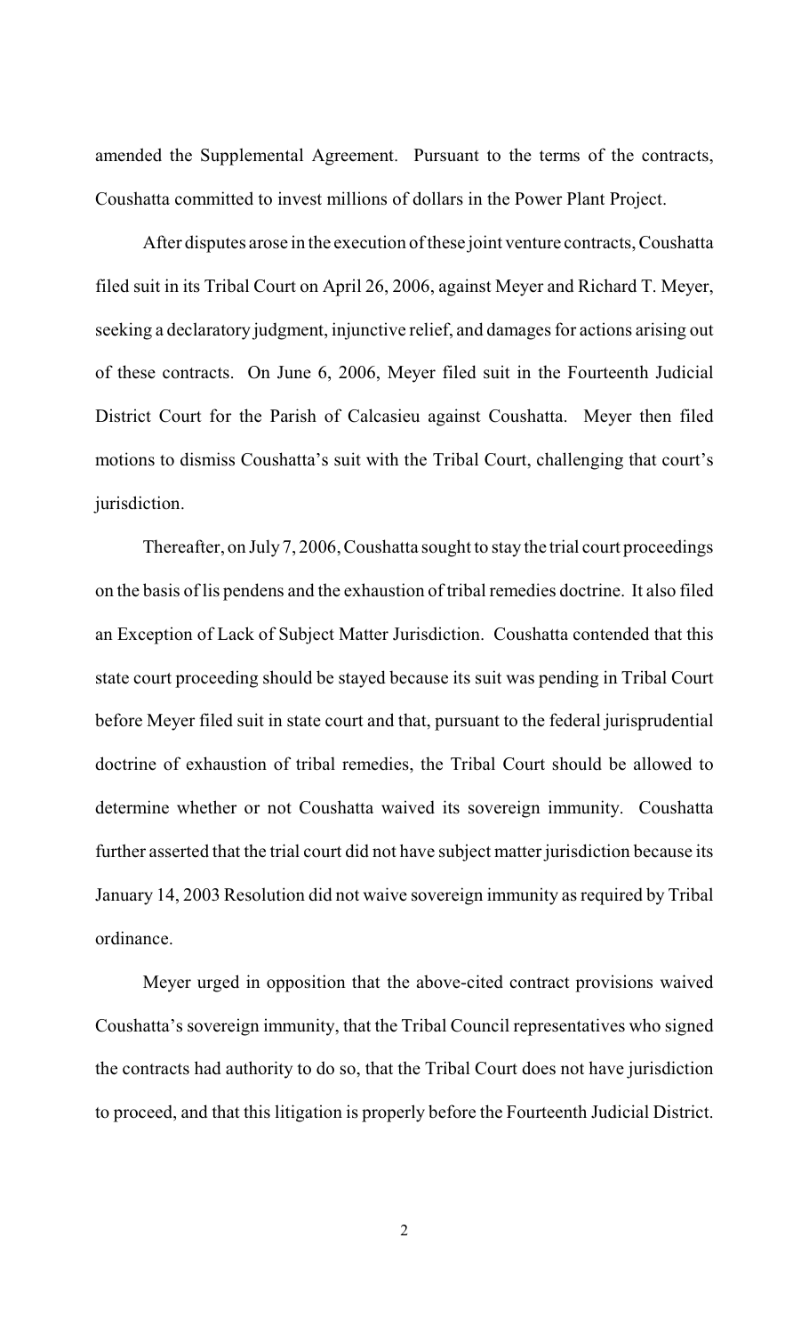amended the Supplemental Agreement. Pursuant to the terms of the contracts, Coushatta committed to invest millions of dollars in the Power Plant Project.

After disputes arose in the execution of these joint venture contracts, Coushatta filed suit in its Tribal Court on April 26, 2006, against Meyer and Richard T. Meyer, seeking a declaratory judgment, injunctive relief, and damages for actions arising out of these contracts. On June 6, 2006, Meyer filed suit in the Fourteenth Judicial District Court for the Parish of Calcasieu against Coushatta. Meyer then filed motions to dismiss Coushatta's suit with the Tribal Court, challenging that court's jurisdiction.

Thereafter, on July 7, 2006, Coushatta sought to stay the trial court proceedings on the basis of lis pendens and the exhaustion of tribal remedies doctrine. It also filed an Exception of Lack of Subject Matter Jurisdiction. Coushatta contended that this state court proceeding should be stayed because its suit was pending in Tribal Court before Meyer filed suit in state court and that, pursuant to the federal jurisprudential doctrine of exhaustion of tribal remedies, the Tribal Court should be allowed to determine whether or not Coushatta waived its sovereign immunity. Coushatta further asserted that the trial court did not have subject matter jurisdiction because its January 14, 2003 Resolution did not waive sovereign immunity as required by Tribal ordinance.

Meyer urged in opposition that the above-cited contract provisions waived Coushatta's sovereign immunity, that the Tribal Council representatives who signed the contracts had authority to do so, that the Tribal Court does not have jurisdiction to proceed, and that this litigation is properly before the Fourteenth Judicial District.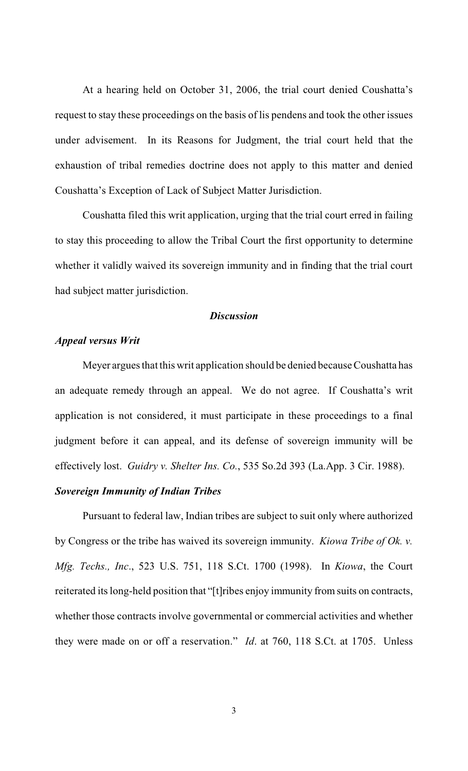At a hearing held on October 31, 2006, the trial court denied Coushatta's request to stay these proceedings on the basis of lis pendens and took the other issues under advisement. In its Reasons for Judgment, the trial court held that the exhaustion of tribal remedies doctrine does not apply to this matter and denied Coushatta's Exception of Lack of Subject Matter Jurisdiction.

Coushatta filed this writ application, urging that the trial court erred in failing to stay this proceeding to allow the Tribal Court the first opportunity to determine whether it validly waived its sovereign immunity and in finding that the trial court had subject matter jurisdiction.

### *Discussion*

#### *Appeal versus Writ*

Meyer argues that this writ application should be denied because Coushatta has an adequate remedy through an appeal. We do not agree. If Coushatta's writ application is not considered, it must participate in these proceedings to a final judgment before it can appeal, and its defense of sovereign immunity will be effectively lost. *Guidry v. Shelter Ins. Co.*, 535 So.2d 393 (La.App. 3 Cir. 1988).

#### *Sovereign Immunity of Indian Tribes*

Pursuant to federal law, Indian tribes are subject to suit only where authorized by Congress or the tribe has waived its sovereign immunity. *Kiowa Tribe of Ok. v. Mfg. Techs., Inc*., 523 U.S. 751, 118 S.Ct. 1700 (1998). In *Kiowa*, the Court reiterated its long-held position that "[t]ribes enjoy immunity from suits on contracts, whether those contracts involve governmental or commercial activities and whether they were made on or off a reservation." *Id*. at 760, 118 S.Ct. at 1705. Unless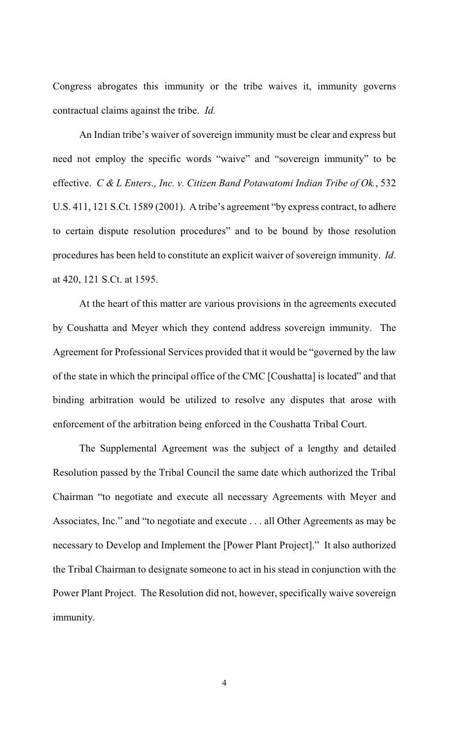Congress abrogates this immunity or the tribe waives it, immunity governs contractual claims against the tribe. *Id.*

An Indian tribe's waiver of sovereign immunity must be clear and express but need not employ the specific words "waive" and "sovereign immunity" to be effective. *C & L Enters., Inc. v. Citizen Band Potawatomi Indian Tribe of Ok.*, 532 U.S. 411, 121 S.Ct. 1589 (2001). A tribe's agreement "by express contract, to adhere to certain dispute resolution procedures" and to be bound by those resolution procedures has been held to constitute an explicit waiver of sovereign immunity. *Id*. at 420, 121 S.Ct. at 1595.

At the heart of this matter are various provisions in the agreements executed by Coushatta and Meyer which they contend address sovereign immunity. The Agreement for Professional Services provided that it would be "governed by the law of the state in which the principal office of the CMC [Coushatta] is located" and that binding arbitration would be utilized to resolve any disputes that arose with enforcement of the arbitration being enforced in the Coushatta Tribal Court.

The Supplemental Agreement was the subject of a lengthy and detailed Resolution passed by the Tribal Council the same date which authorized the Tribal Chairman "to negotiate and execute all necessary Agreements with Meyer and Associates, Inc." and "to negotiate and execute . . . all Other Agreements as may be necessary to Develop and Implement the [Power Plant Project]." It also authorized the Tribal Chairman to designate someone to act in his stead in conjunction with the Power Plant Project. The Resolution did not, however, specifically waive sovereign immunity.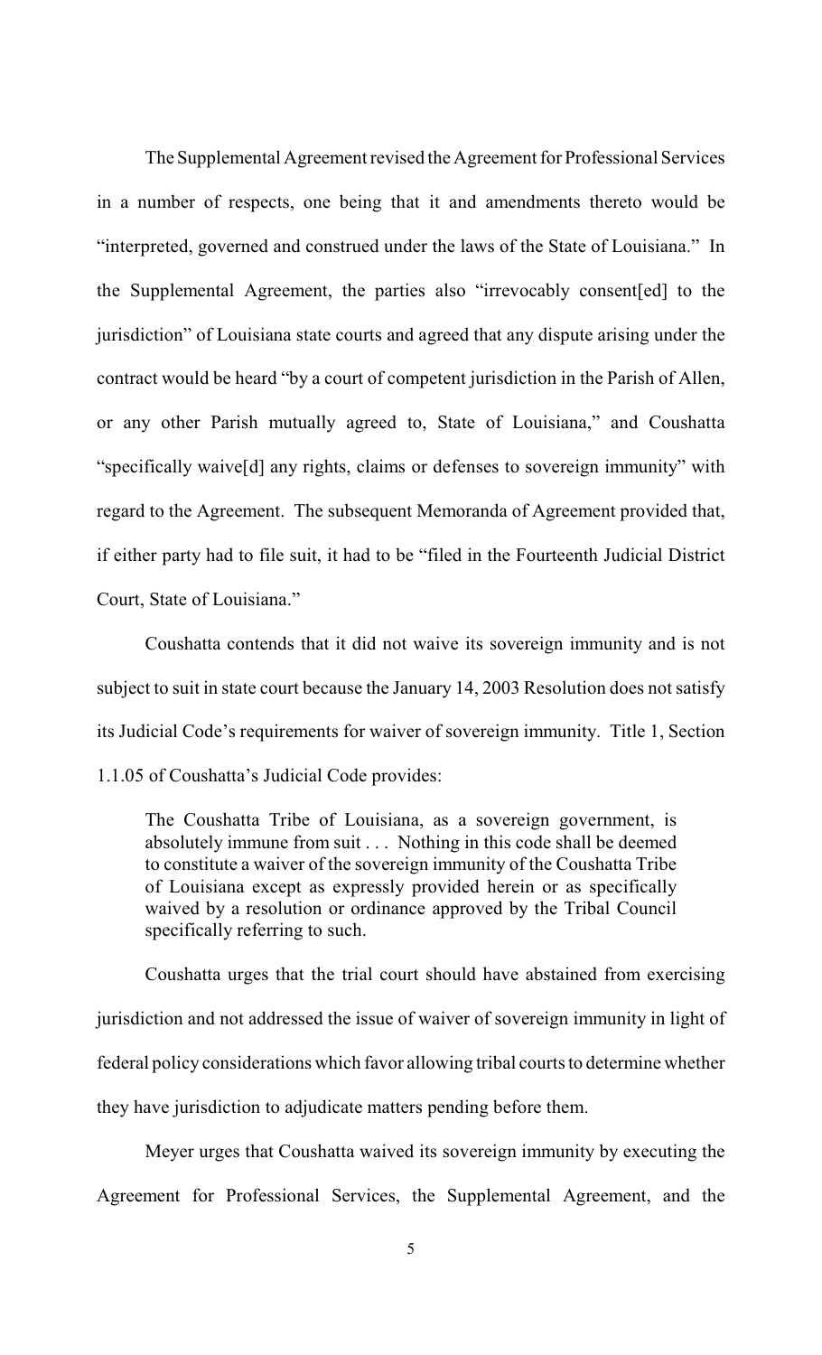The Supplemental Agreement revised the Agreement for Professional Services in a number of respects, one being that it and amendments thereto would be "interpreted, governed and construed under the laws of the State of Louisiana." In the Supplemental Agreement, the parties also "irrevocably consent[ed] to the jurisdiction" of Louisiana state courts and agreed that any dispute arising under the contract would be heard "by a court of competent jurisdiction in the Parish of Allen, or any other Parish mutually agreed to, State of Louisiana," and Coushatta "specifically waive[d] any rights, claims or defenses to sovereign immunity" with regard to the Agreement. The subsequent Memoranda of Agreement provided that, if either party had to file suit, it had to be "filed in the Fourteenth Judicial District Court, State of Louisiana."

Coushatta contends that it did not waive its sovereign immunity and is not subject to suit in state court because the January 14, 2003 Resolution does not satisfy its Judicial Code's requirements for waiver of sovereign immunity. Title 1, Section 1.1.05 of Coushatta's Judicial Code provides:

> The Coushatta Tribe of Louisiana, as a sovereign government, is absolutely immune from suit . . . Nothing in this code shall be deemed to constitute a waiver of the sovereign immunity of the Coushatta Tribe of Louisiana except as expressly provided herein or as specifically waived by a resolution or ordinance approved by the Tribal Council specifically referring to such.

Coushatta urges that the trial court should have abstained from exercising jurisdiction and not addressed the issue of waiver of sovereign immunity in light of federal policy considerations which favor allowing tribal courts to determine whether they have jurisdiction to adjudicate matters pending before them.

Meyer urges that Coushatta waived its sovereign immunity by executing the Agreement for Professional Services, the Supplemental Agreement, and the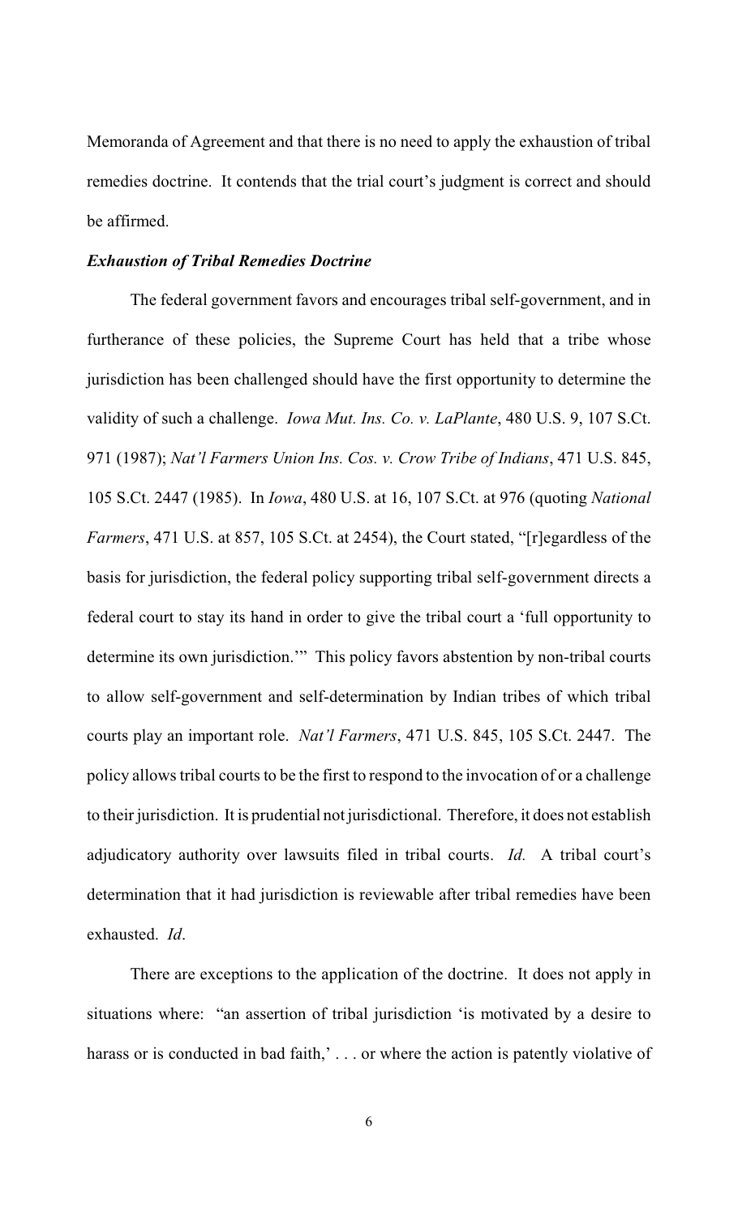Memoranda of Agreement and that there is no need to apply the exhaustion of tribal remedies doctrine. It contends that the trial court's judgment is correct and should be affirmed.

***Exhaustion of Tribal Remedies Doctrine***

The federal government favors and encourages tribal self-government, and in furtherance of these policies, the Supreme Court has held that a tribe whose jurisdiction has been challenged should have the first opportunity to determine the validity of such a challenge. *Iowa Mut. Ins. Co. v. LaPlante*, 480 U.S. 9, 107 S.Ct. 971 (1987); *Nat'l Farmers Union Ins. Cos. v. Crow Tribe of Indians*, 471 U.S. 845, 105 S.Ct. 2447 (1985). In *Iowa*, 480 U.S. at 16, 107 S.Ct. at 976 (quoting *National Farmers*, 471 U.S. at 857, 105 S.Ct. at 2454), the Court stated, "[r]egardless of the basis for jurisdiction, the federal policy supporting tribal self-government directs a federal court to stay its hand in order to give the tribal court a 'full opportunity to determine its own jurisdiction.'" This policy favors abstention by non-tribal courts to allow self-government and self-determination by Indian tribes of which tribal courts play an important role. *Nat'l Farmers*, 471 U.S. 845, 105 S.Ct. 2447. The policy allows tribal courts to be the first to respond to the invocation of or a challenge to their jurisdiction. It is prudential not jurisdictional. Therefore, it does not establish adjudicatory authority over lawsuits filed in tribal courts. *Id.* A tribal court's determination that it had jurisdiction is reviewable after tribal remedies have been exhausted. *Id*.

There are exceptions to the application of the doctrine. It does not apply in situations where: "an assertion of tribal jurisdiction 'is motivated by a desire to harass or is conducted in bad faith,' . . . or where the action is patently violative of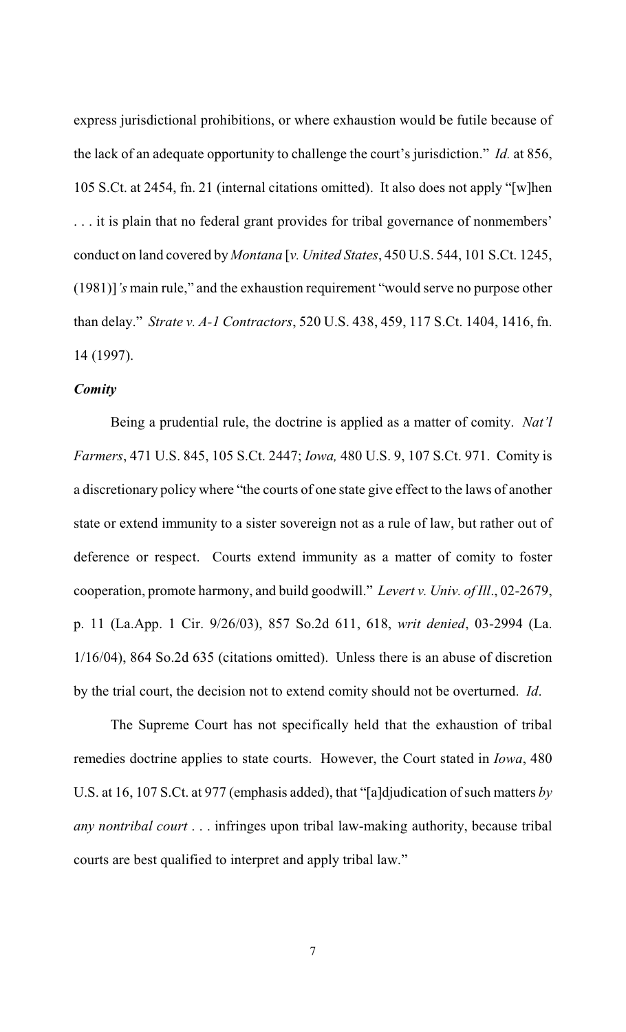express jurisdictional prohibitions, or where exhaustion would be futile because of the lack of an adequate opportunity to challenge the court's jurisdiction." *Id.* at 856, 105 S.Ct. at 2454, fn. 21 (internal citations omitted). It also does not apply "[w]hen . . . it is plain that no federal grant provides for tribal governance of nonmembers' conduct on land covered by *Montana* [*v. United States*, 450 U.S. 544, 101 S.Ct. 1245, (1981)]*'s* main rule," and the exhaustion requirement "would serve no purpose other than delay." *Strate v. A-1 Contractors*, 520 U.S. 438, 459, 117 S.Ct. 1404, 1416, fn. 14 (1997).

***Comity***

Being a prudential rule, the doctrine is applied as a matter of comity. *Nat'l Farmers*, 471 U.S. 845, 105 S.Ct. 2447; *Iowa,* 480 U.S. 9, 107 S.Ct. 971. Comity is a discretionary policy where "the courts of one state give effect to the laws of another state or extend immunity to a sister sovereign not as a rule of law, but rather out of deference or respect. Courts extend immunity as a matter of comity to foster cooperation, promote harmony, and build goodwill." *Levert v. Univ. of Ill*., 02-2679, p. 11 (La.App. 1 Cir. 9/26/03), 857 So.2d 611, 618, *writ denied*, 03-2994 (La. 1/16/04), 864 So.2d 635 (citations omitted). Unless there is an abuse of discretion by the trial court, the decision not to extend comity should not be overturned. *Id*.

The Supreme Court has not specifically held that the exhaustion of tribal remedies doctrine applies to state courts. However, the Court stated in *Iowa*, 480 U.S. at 16, 107 S.Ct. at 977 (emphasis added), that "[a]djudication of such matters *by any nontribal court* . . . infringes upon tribal law-making authority, because tribal courts are best qualified to interpret and apply tribal law."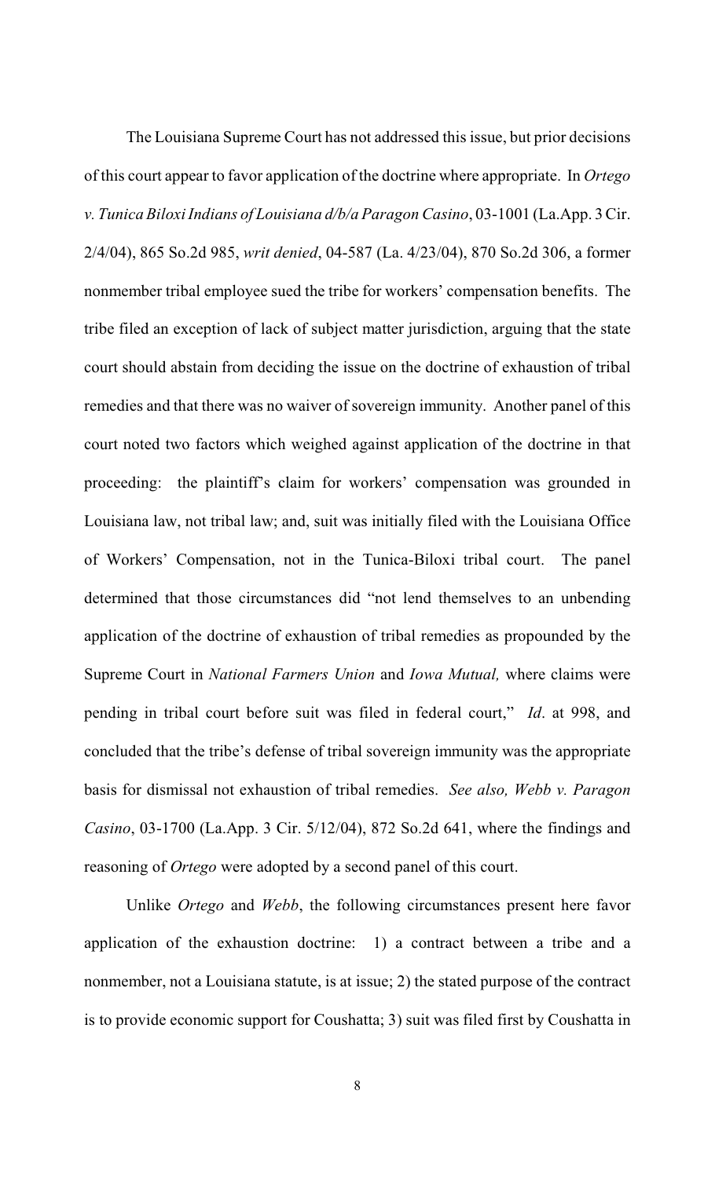The Louisiana Supreme Court has not addressed this issue, but prior decisions of this court appear to favor application of the doctrine where appropriate. In *Ortego v. Tunica Biloxi Indians of Louisiana d/b/a Paragon Casino*, 03-1001 (La.App. 3 Cir. 2/4/04), 865 So.2d 985, *writ denied*, 04-587 (La. 4/23/04), 870 So.2d 306, a former nonmember tribal employee sued the tribe for workers' compensation benefits. The tribe filed an exception of lack of subject matter jurisdiction, arguing that the state court should abstain from deciding the issue on the doctrine of exhaustion of tribal remedies and that there was no waiver of sovereign immunity. Another panel of this court noted two factors which weighed against application of the doctrine in that proceeding: the plaintiff's claim for workers' compensation was grounded in Louisiana law, not tribal law; and, suit was initially filed with the Louisiana Office of Workers' Compensation, not in the Tunica-Biloxi tribal court. The panel determined that those circumstances did "not lend themselves to an unbending application of the doctrine of exhaustion of tribal remedies as propounded by the Supreme Court in *National Farmers Union* and *Iowa Mutual,* where claims were pending in tribal court before suit was filed in federal court," *Id*. at 998, and concluded that the tribe's defense of tribal sovereign immunity was the appropriate basis for dismissal not exhaustion of tribal remedies. *See also, Webb v. Paragon Casino*, 03-1700 (La.App. 3 Cir. 5/12/04), 872 So.2d 641, where the findings and reasoning of *Ortego* were adopted by a second panel of this court.

Unlike *Ortego* and *Webb*, the following circumstances present here favor application of the exhaustion doctrine: 1) a contract between a tribe and a nonmember, not a Louisiana statute, is at issue; 2) the stated purpose of the contract is to provide economic support for Coushatta; 3) suit was filed first by Coushatta in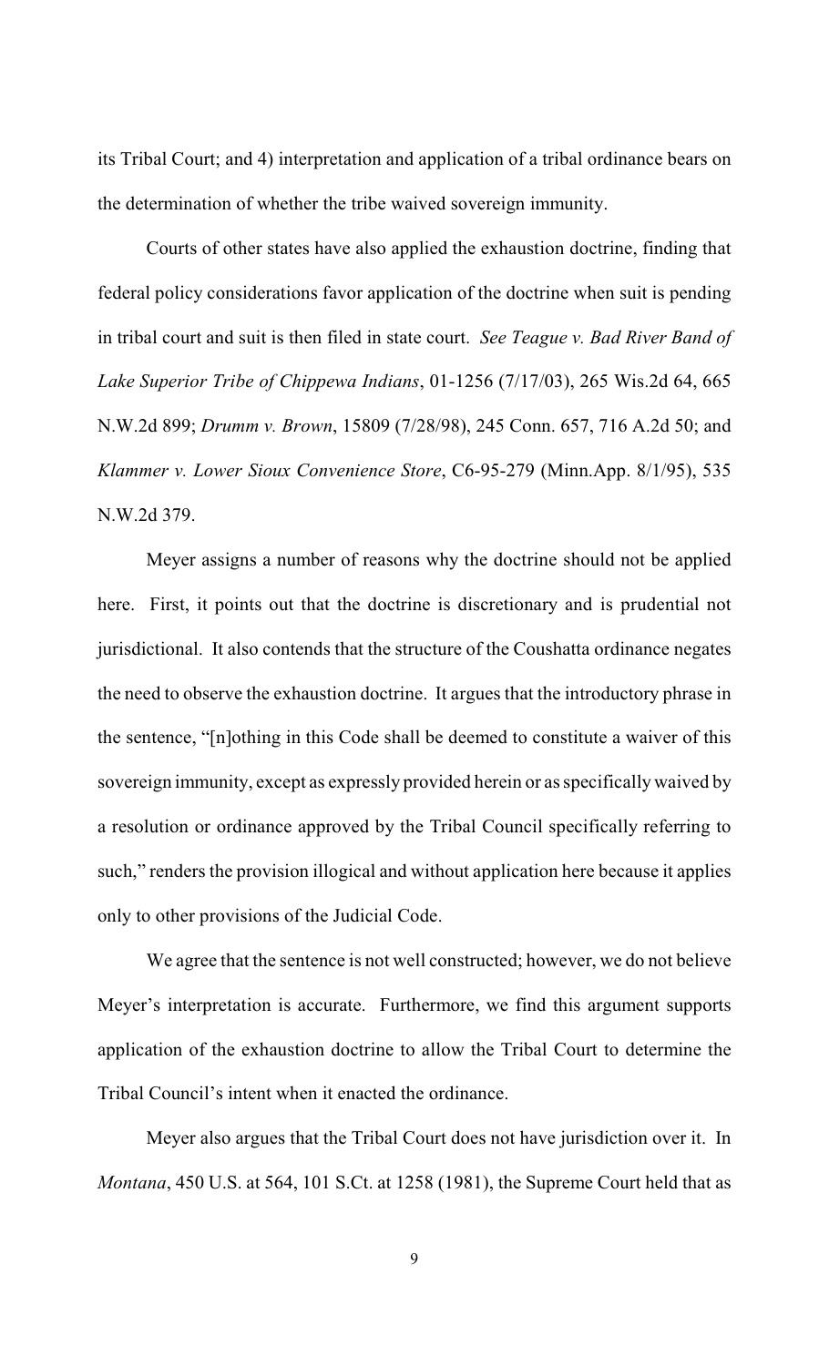its Tribal Court; and 4) interpretation and application of a tribal ordinance bears on the determination of whether the tribe waived sovereign immunity.

Courts of other states have also applied the exhaustion doctrine, finding that federal policy considerations favor application of the doctrine when suit is pending in tribal court and suit is then filed in state court. *See Teague v. Bad River Band of Lake Superior Tribe of Chippewa Indians*, 01-1256 (7/17/03), 265 Wis.2d 64, 665 N.W.2d 899; *Drumm v. Brown*, 15809 (7/28/98), 245 Conn. 657, 716 A.2d 50; and *Klammer v. Lower Sioux Convenience Store*, C6-95-279 (Minn.App. 8/1/95), 535 N.W.2d 379.

Meyer assigns a number of reasons why the doctrine should not be applied here. First, it points out that the doctrine is discretionary and is prudential not jurisdictional. It also contends that the structure of the Coushatta ordinance negates the need to observe the exhaustion doctrine. It argues that the introductory phrase in the sentence, "[n]othing in this Code shall be deemed to constitute a waiver of this sovereign immunity, except as expressly provided herein or as specifically waived by a resolution or ordinance approved by the Tribal Council specifically referring to such," renders the provision illogical and without application here because it applies only to other provisions of the Judicial Code.

We agree that the sentence is not well constructed; however, we do not believe Meyer's interpretation is accurate. Furthermore, we find this argument supports application of the exhaustion doctrine to allow the Tribal Court to determine the Tribal Council's intent when it enacted the ordinance.

Meyer also argues that the Tribal Court does not have jurisdiction over it. In *Montana*, 450 U.S. at 564, 101 S.Ct. at 1258 (1981), the Supreme Court held that as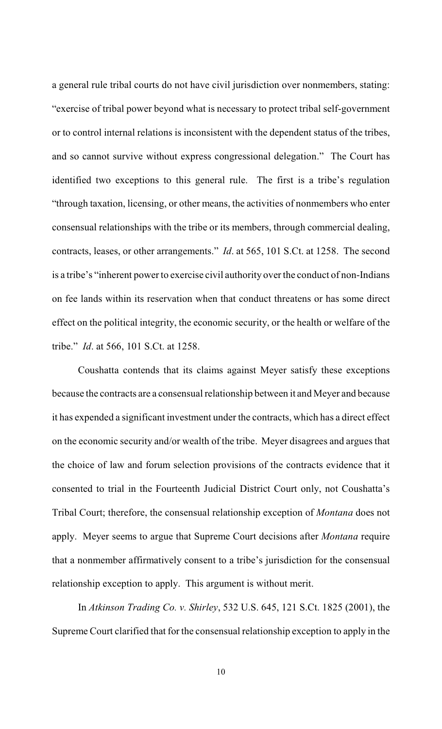a general rule tribal courts do not have civil jurisdiction over nonmembers, stating: "exercise of tribal power beyond what is necessary to protect tribal self-government or to control internal relations is inconsistent with the dependent status of the tribes, and so cannot survive without express congressional delegation." The Court has identified two exceptions to this general rule. The first is a tribe's regulation "through taxation, licensing, or other means, the activities of nonmembers who enter consensual relationships with the tribe or its members, through commercial dealing, contracts, leases, or other arrangements." *Id*. at 565, 101 S.Ct. at 1258. The second is a tribe's "inherent power to exercise civil authority over the conduct of non-Indians on fee lands within its reservation when that conduct threatens or has some direct effect on the political integrity, the economic security, or the health or welfare of the tribe." *Id*. at 566, 101 S.Ct. at 1258.

Coushatta contends that its claims against Meyer satisfy these exceptions because the contracts are a consensual relationship between it and Meyer and because it has expended a significant investment under the contracts, which has a direct effect on the economic security and/or wealth of the tribe. Meyer disagrees and argues that the choice of law and forum selection provisions of the contracts evidence that it consented to trial in the Fourteenth Judicial District Court only, not Coushatta's Tribal Court; therefore, the consensual relationship exception of *Montana* does not apply. Meyer seems to argue that Supreme Court decisions after *Montana* require that a nonmember affirmatively consent to a tribe's jurisdiction for the consensual relationship exception to apply. This argument is without merit.

In *Atkinson Trading Co. v. Shirley*, 532 U.S. 645, 121 S.Ct. 1825 (2001), the Supreme Court clarified that for the consensual relationship exception to apply in the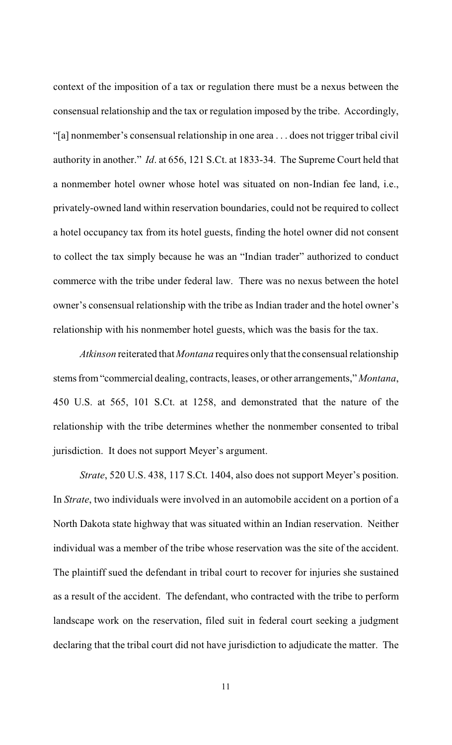context of the imposition of a tax or regulation there must be a nexus between the consensual relationship and the tax or regulation imposed by the tribe. Accordingly, "[a] nonmember's consensual relationship in one area . . . does not trigger tribal civil authority in another." *Id*. at 656, 121 S.Ct. at 1833-34. The Supreme Court held that a nonmember hotel owner whose hotel was situated on non-Indian fee land, i.e., privately-owned land within reservation boundaries, could not be required to collect a hotel occupancy tax from its hotel guests, finding the hotel owner did not consent to collect the tax simply because he was an "Indian trader" authorized to conduct commerce with the tribe under federal law. There was no nexus between the hotel owner's consensual relationship with the tribe as Indian trader and the hotel owner's relationship with his nonmember hotel guests, which was the basis for the tax.

*Atkinson* reiterated that *Montana* requires only that the consensual relationship stems from "commercial dealing, contracts, leases, or other arrangements," *Montana*, 450 U.S. at 565, 101 S.Ct. at 1258, and demonstrated that the nature of the relationship with the tribe determines whether the nonmember consented to tribal jurisdiction. It does not support Meyer's argument.

*Strate*, 520 U.S. 438, 117 S.Ct. 1404, also does not support Meyer's position. In *Strate*, two individuals were involved in an automobile accident on a portion of a North Dakota state highway that was situated within an Indian reservation. Neither individual was a member of the tribe whose reservation was the site of the accident. The plaintiff sued the defendant in tribal court to recover for injuries she sustained as a result of the accident. The defendant, who contracted with the tribe to perform landscape work on the reservation, filed suit in federal court seeking a judgment declaring that the tribal court did not have jurisdiction to adjudicate the matter. The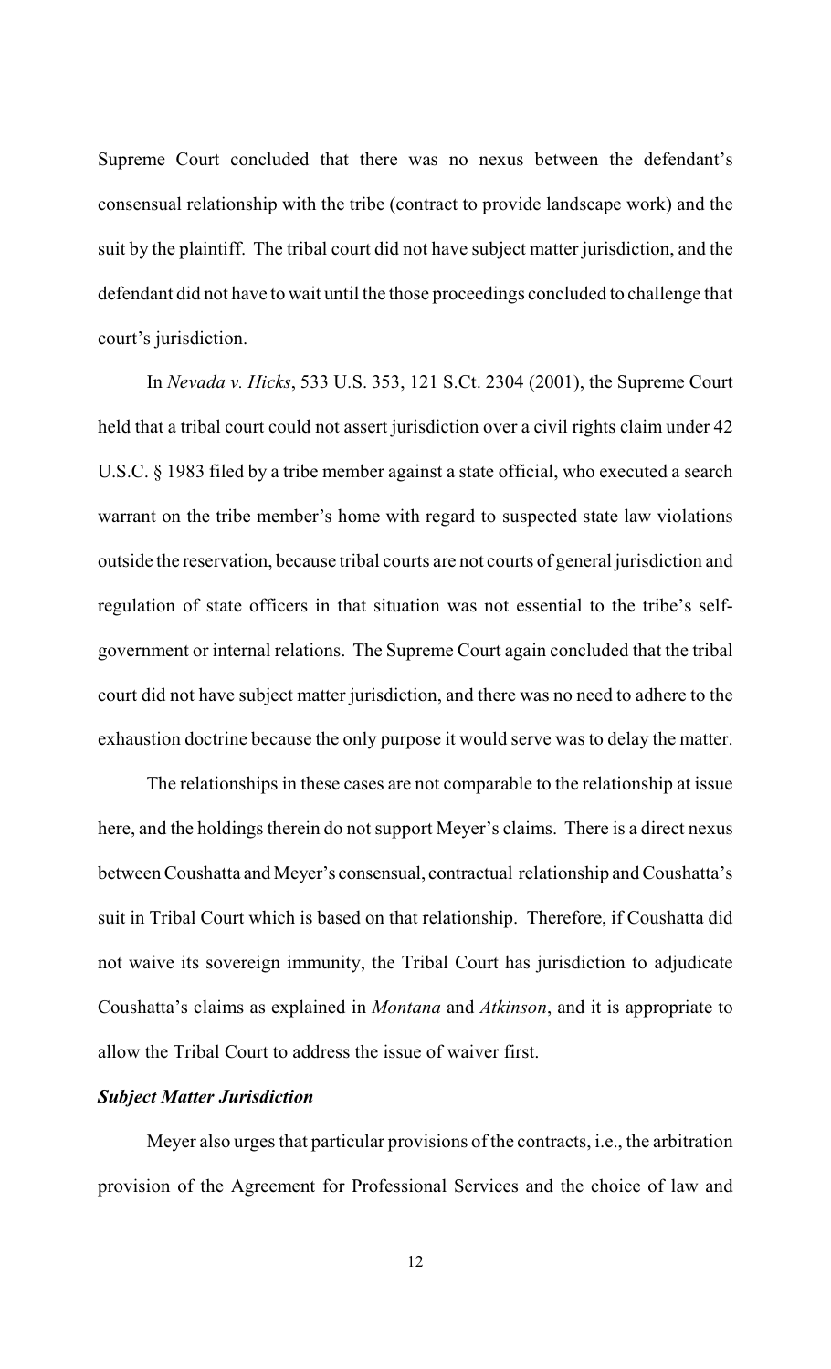Supreme Court concluded that there was no nexus between the defendant's consensual relationship with the tribe (contract to provide landscape work) and the suit by the plaintiff. The tribal court did not have subject matter jurisdiction, and the defendant did not have to wait until the those proceedings concluded to challenge that court's jurisdiction.

In *Nevada v. Hicks*, 533 U.S. 353, 121 S.Ct. 2304 (2001), the Supreme Court held that a tribal court could not assert jurisdiction over a civil rights claim under 42 U.S.C. § 1983 filed by a tribe member against a state official, who executed a search warrant on the tribe member's home with regard to suspected state law violations outside the reservation, because tribal courts are not courts of general jurisdiction and regulation of state officers in that situation was not essential to the tribe's self-government or internal relations. The Supreme Court again concluded that the tribal court did not have subject matter jurisdiction, and there was no need to adhere to the exhaustion doctrine because the only purpose it would serve was to delay the matter.

The relationships in these cases are not comparable to the relationship at issue here, and the holdings therein do not support Meyer's claims. There is a direct nexus between Coushatta and Meyer's consensual, contractual relationship and Coushatta's suit in Tribal Court which is based on that relationship. Therefore, if Coushatta did not waive its sovereign immunity, the Tribal Court has jurisdiction to adjudicate Coushatta's claims as explained in *Montana* and *Atkinson*, and it is appropriate to allow the Tribal Court to address the issue of waiver first.

***Subject Matter Jurisdiction***

Meyer also urges that particular provisions of the contracts, i.e., the arbitration provision of the Agreement for Professional Services and the choice of law and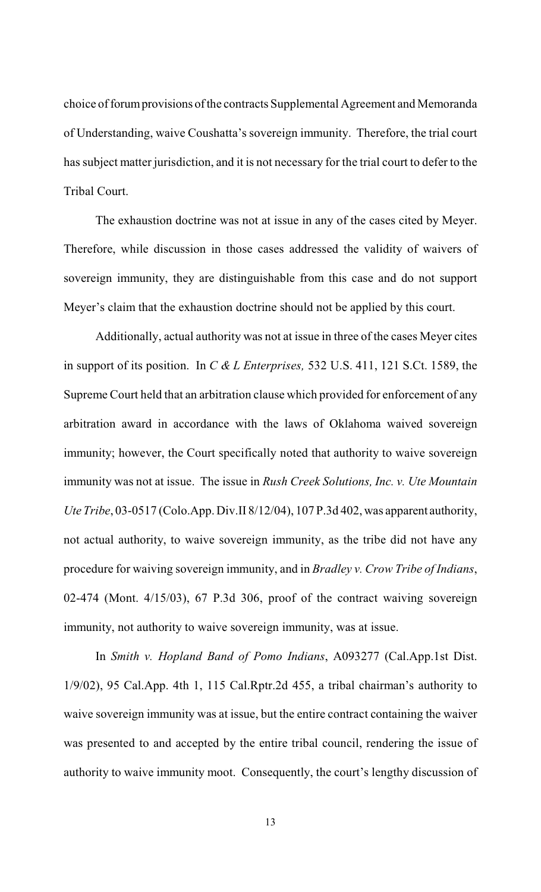choice of forum provisions of the contracts Supplemental Agreement and Memoranda of Understanding, waive Coushatta's sovereign immunity. Therefore, the trial court has subject matter jurisdiction, and it is not necessary for the trial court to defer to the Tribal Court.

The exhaustion doctrine was not at issue in any of the cases cited by Meyer. Therefore, while discussion in those cases addressed the validity of waivers of sovereign immunity, they are distinguishable from this case and do not support Meyer's claim that the exhaustion doctrine should not be applied by this court.

Additionally, actual authority was not at issue in three of the cases Meyer cites in support of its position. In *C & L Enterprises,* 532 U.S. 411, 121 S.Ct. 1589, the Supreme Court held that an arbitration clause which provided for enforcement of any arbitration award in accordance with the laws of Oklahoma waived sovereign immunity; however, the Court specifically noted that authority to waive sovereign immunity was not at issue. The issue in *Rush Creek Solutions, Inc. v. Ute Mountain Ute Tribe*, 03-0517 (Colo.App. Div.II 8/12/04), 107 P.3d 402, was apparent authority, not actual authority, to waive sovereign immunity, as the tribe did not have any procedure for waiving sovereign immunity, and in *Bradley v. Crow Tribe of Indians*, 02-474 (Mont. 4/15/03), 67 P.3d 306, proof of the contract waiving sovereign immunity, not authority to waive sovereign immunity, was at issue.

In *Smith v. Hopland Band of Pomo Indians*, A093277 (Cal.App.1st Dist. 1/9/02), 95 Cal.App. 4th 1, 115 Cal.Rptr.2d 455, a tribal chairman's authority to waive sovereign immunity was at issue, but the entire contract containing the waiver was presented to and accepted by the entire tribal council, rendering the issue of authority to waive immunity moot. Consequently, the court's lengthy discussion of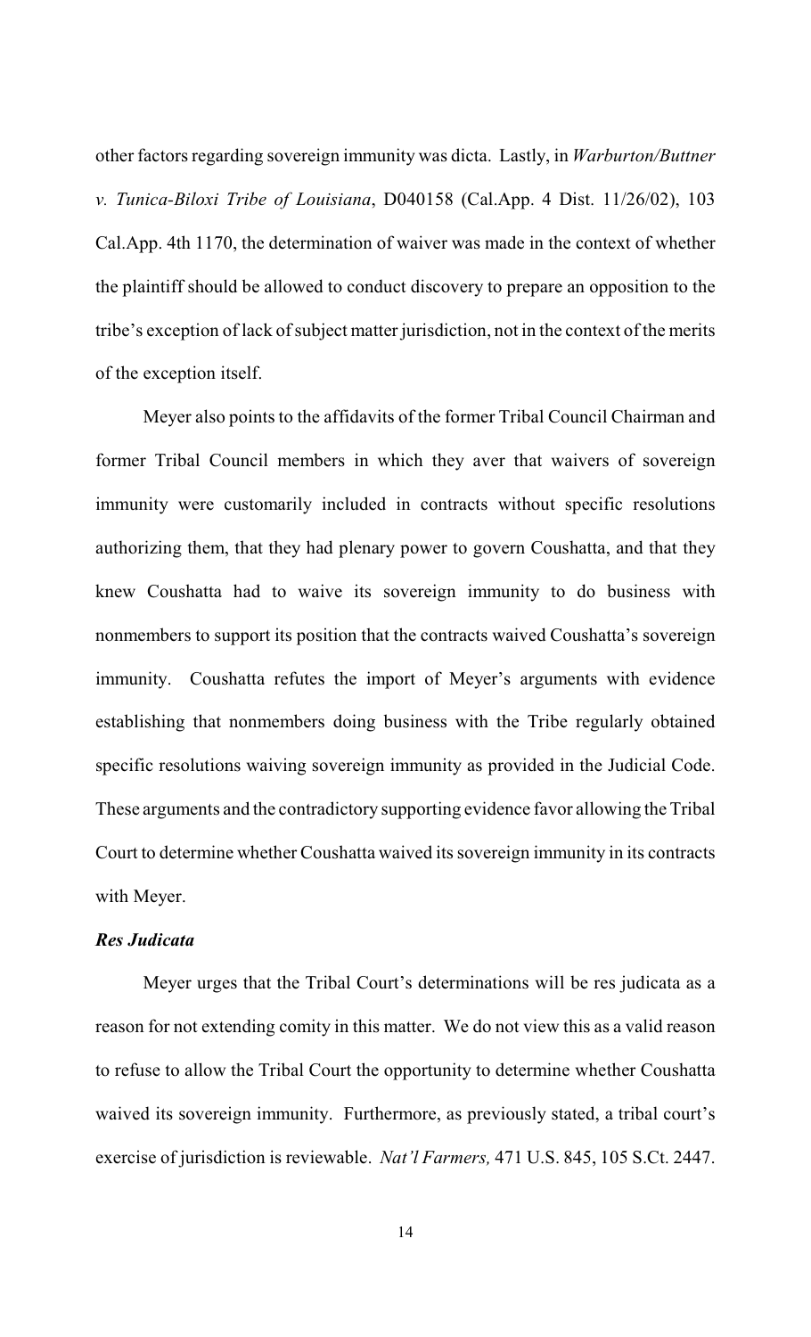other factors regarding sovereign immunity was dicta. Lastly, in *Warburton/Buttner v. Tunica-Biloxi Tribe of Louisiana*, D040158 (Cal.App. 4 Dist. 11/26/02), 103 Cal.App. 4th 1170, the determination of waiver was made in the context of whether the plaintiff should be allowed to conduct discovery to prepare an opposition to the tribe's exception of lack of subject matter jurisdiction, not in the context of the merits of the exception itself.

Meyer also points to the affidavits of the former Tribal Council Chairman and former Tribal Council members in which they aver that waivers of sovereign immunity were customarily included in contracts without specific resolutions authorizing them, that they had plenary power to govern Coushatta, and that they knew Coushatta had to waive its sovereign immunity to do business with nonmembers to support its position that the contracts waived Coushatta's sovereign immunity. Coushatta refutes the import of Meyer's arguments with evidence establishing that nonmembers doing business with the Tribe regularly obtained specific resolutions waiving sovereign immunity as provided in the Judicial Code. These arguments and the contradictory supporting evidence favor allowing the Tribal Court to determine whether Coushatta waived its sovereign immunity in its contracts with Meyer.

***Res Judicata***

Meyer urges that the Tribal Court's determinations will be res judicata as a reason for not extending comity in this matter. We do not view this as a valid reason to refuse to allow the Tribal Court the opportunity to determine whether Coushatta waived its sovereign immunity. Furthermore, as previously stated, a tribal court's exercise of jurisdiction is reviewable. *Nat'l Farmers,* 471 U.S. 845, 105 S.Ct. 2447.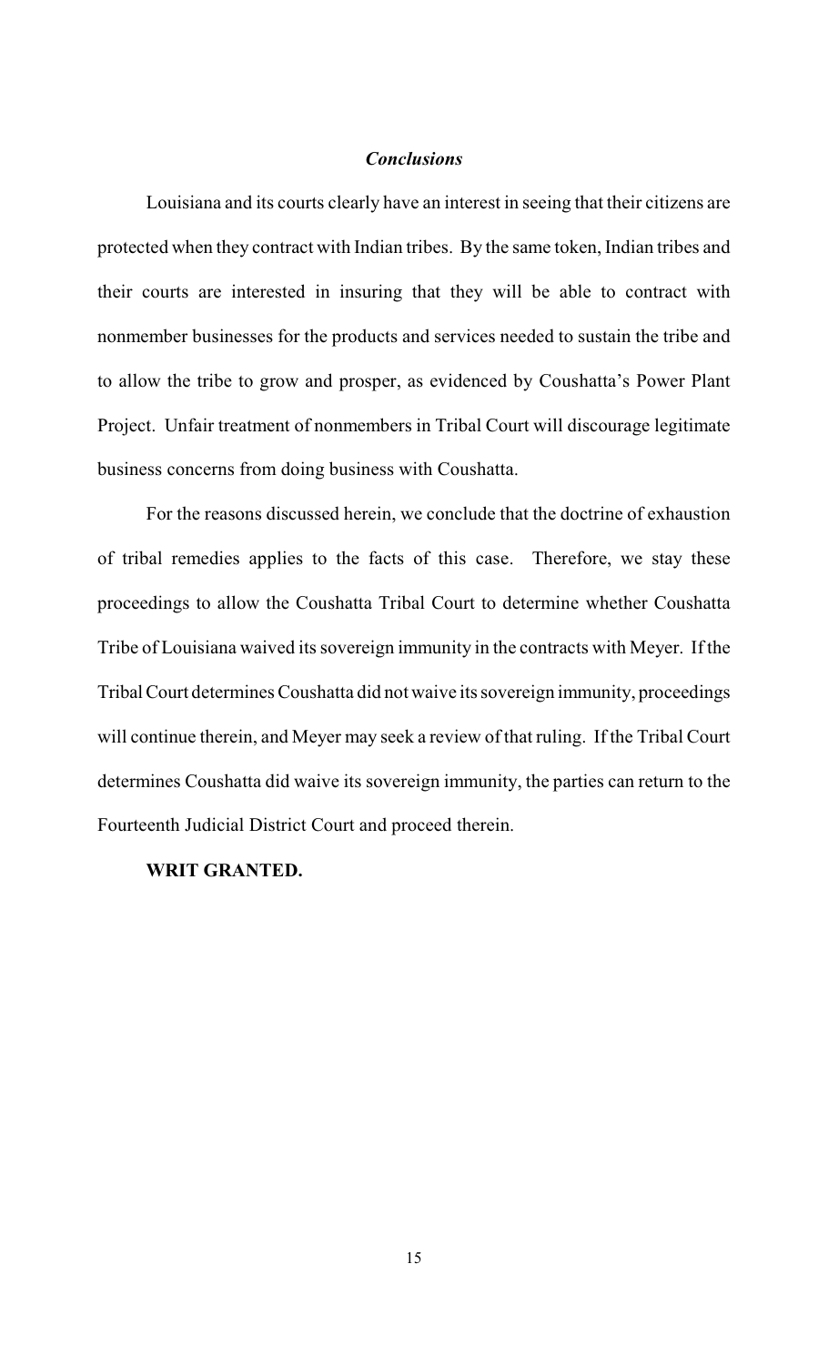## *Conclusions*

Louisiana and its courts clearly have an interest in seeing that their citizens are protected when they contract with Indian tribes. By the same token, Indian tribes and their courts are interested in insuring that they will be able to contract with nonmember businesses for the products and services needed to sustain the tribe and to allow the tribe to grow and prosper, as evidenced by Coushatta's Power Plant Project. Unfair treatment of nonmembers in Tribal Court will discourage legitimate business concerns from doing business with Coushatta.

For the reasons discussed herein, we conclude that the doctrine of exhaustion of tribal remedies applies to the facts of this case. Therefore, we stay these proceedings to allow the Coushatta Tribal Court to determine whether Coushatta Tribe of Louisiana waived its sovereign immunity in the contracts with Meyer. If the Tribal Court determines Coushatta did not waive its sovereign immunity, proceedings will continue therein, and Meyer may seek a review of that ruling. If the Tribal Court determines Coushatta did waive its sovereign immunity, the parties can return to the Fourteenth Judicial District Court and proceed therein.

**WRIT GRANTED.**